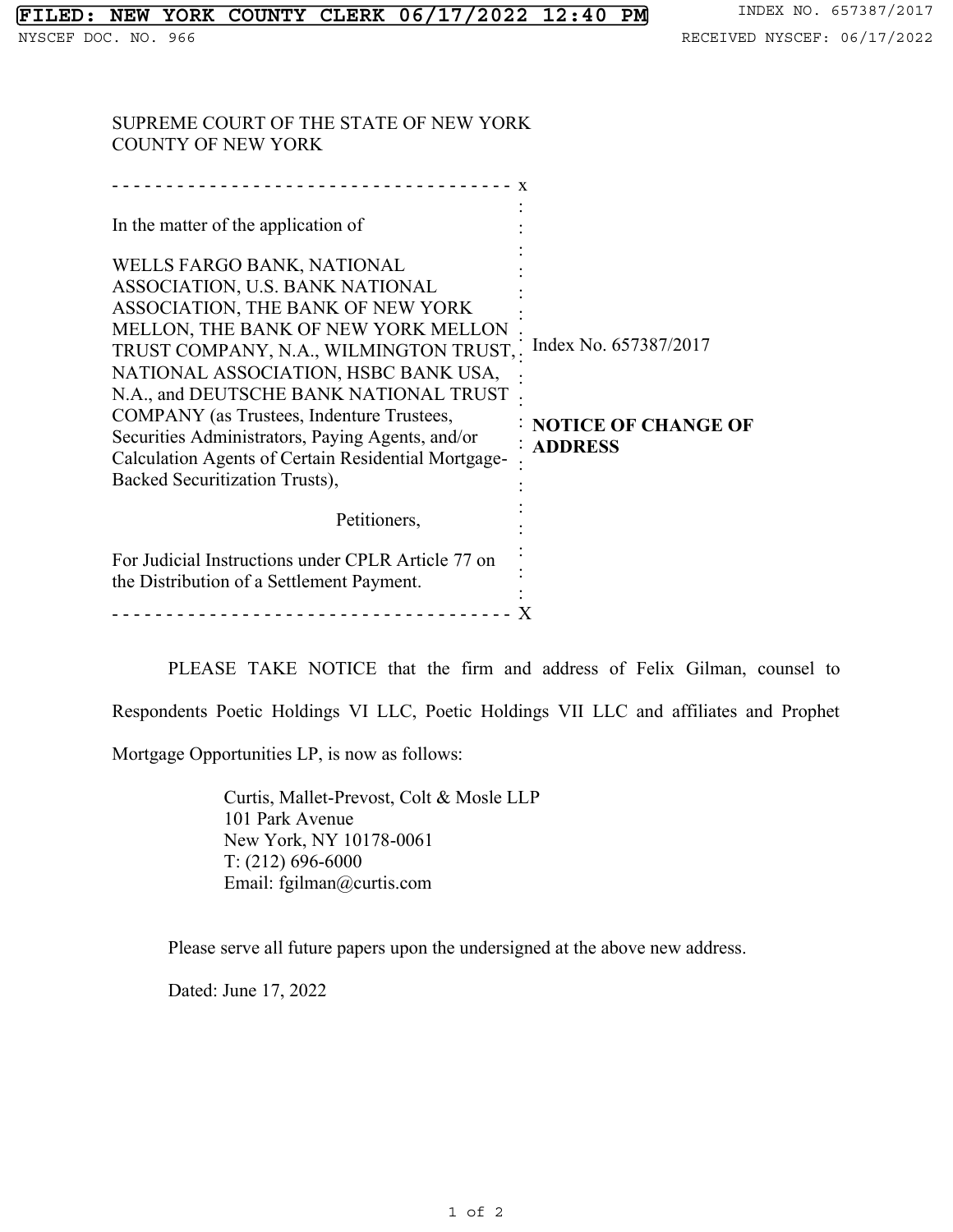FILED: NEW YORK COUNTY CLERK 06/17/2022 12:40 PM

INDEX NO. 657387/2017

NYSCEF DOC. NO. 966

RECEIVED NYSCEF: 06/17/2022

SUPREME COURT OF THE STATE OF NEW YORK
COUNTY OF NEW YORK

In the matter of the application of

WELLS FARGO BANK, NATIONAL ASSOCIATION, U.S. BANK NATIONAL ASSOCIATION, THE BANK OF NEW YORK MELLON, THE BANK OF NEW YORK MELLON TRUST COMPANY, N.A., WILMINGTON TRUST, NATIONAL ASSOCIATION, HSBC BANK USA, N.A., and DEUTSCHE BANK NATIONAL TRUST COMPANY (as Trustees, Indenture Trustees, Securities Administrators, Paying Agents, and/or Calculation Agents of Certain Residential Mortgage-Backed Securitization Trusts),

Petitioners,

For Judicial Instructions under CPLR Article 77 on the Distribution of a Settlement Payment.

Index No. 657387/2017

**NOTICE OF CHANGE OF ADDRESS**

PLEASE TAKE NOTICE that the firm and address of Felix Gilman, counsel to Respondents Poetic Holdings VI LLC, Poetic Holdings VII LLC and affiliates and Prophet Mortgage Opportunities LP, is now as follows:

Curtis, Mallet-Prevost, Colt & Mosle LLP
101 Park Avenue
New York, NY 10178-0061
T: (212) 696-6000
Email: fgilman@curtis.com

Please serve all future papers upon the undersigned at the above new address.

Dated: June 17, 2022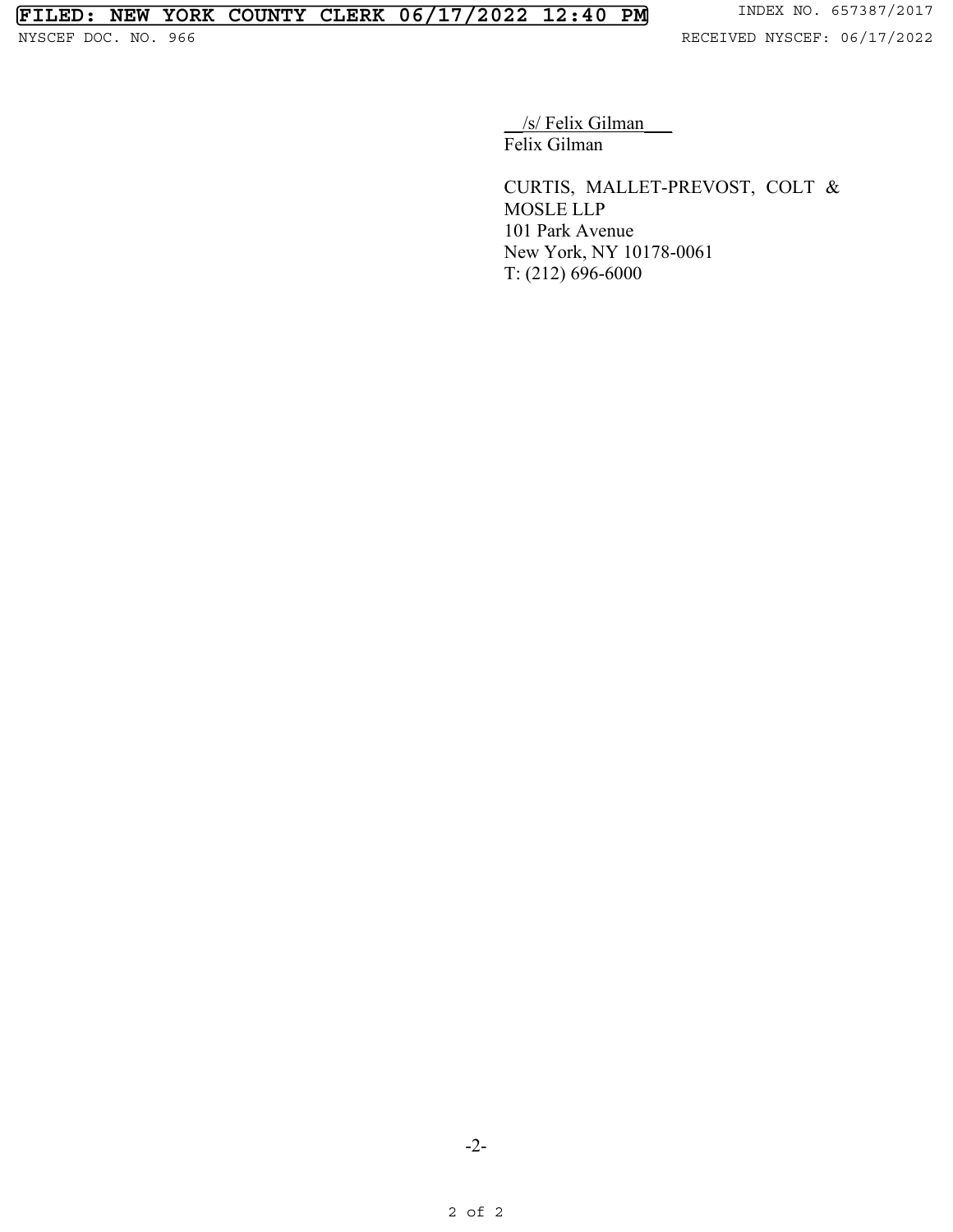/s/ Felix Gilman
Felix Gilman

CURTIS, MALLET-PREVOST, COLT & MOSLE LLP
101 Park Avenue
New York, NY 10178-0061
T: (212) 696-6000